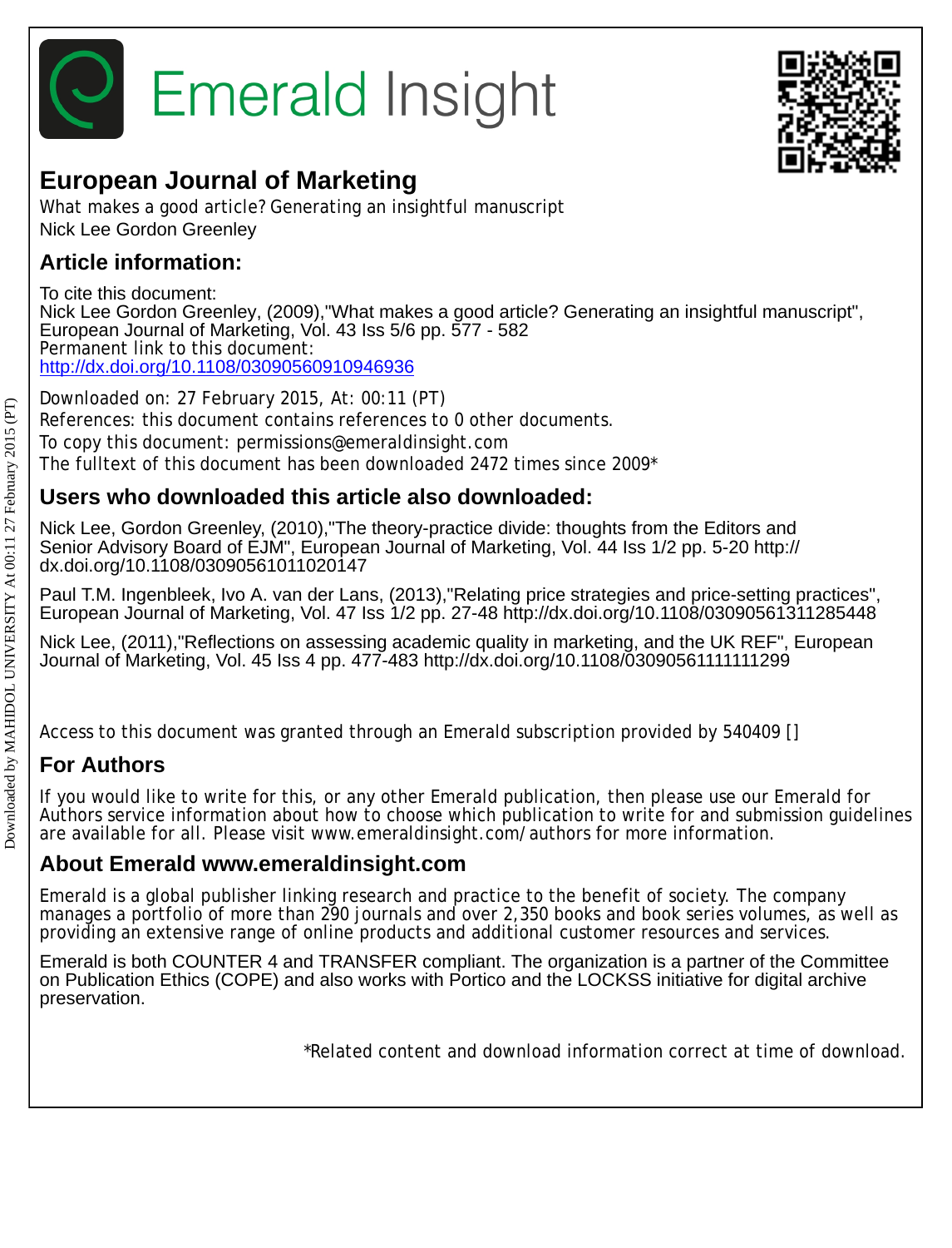Emerald Insight

# European Journal of Marketing

What makes a good article? Generating an insightful manuscript

Nick Lee Gordon Greenley

## Article information:

To cite this document:

Nick Lee Gordon Greenley, (2009),"What makes a good article? Generating an insightful manuscript", European Journal of Marketing, Vol. 43 Iss 5/6 pp. 577 - 582

Permanent link to this document:

http://dx.doi.org/10.1108/03090560910946936

Downloaded on: 27 February 2015, At: 00:11 (PT)

References: this document contains references to 0 other documents.

To copy this document: permissions@emeraldinsight.com

The fulltext of this document has been downloaded 2472 times since 2009*

## Users who downloaded this article also downloaded:

Nick Lee, Gordon Greenley, (2010),"The theory-practice divide: thoughts from the Editors and Senior Advisory Board of EJM", European Journal of Marketing, Vol. 44 Iss 1/2 pp. 5-20 http://dx.doi.org/10.1108/03090561011020147

Paul T.M. Ingenbleek, Ivo A. van der Lans, (2013),"Relating price strategies and price-setting practices", European Journal of Marketing, Vol. 47 Iss 1/2 pp. 27-48 http://dx.doi.org/10.1108/03090561311285448

Nick Lee, (2011),"Reflections on assessing academic quality in marketing, and the UK REF", European Journal of Marketing, Vol. 45 Iss 4 pp. 477-483 http://dx.doi.org/10.1108/03090561111111299

Access to this document was granted through an Emerald subscription provided by 540409 []

## For Authors

If you would like to write for this, or any other Emerald publication, then please use our Emerald for Authors service information about how to choose which publication to write for and submission guidelines are available for all. Please visit www.emeraldinsight.com/authors for more information.

## About Emerald www.emeraldinsight.com

Emerald is a global publisher linking research and practice to the benefit of society. The company manages a portfolio of more than 290 journals and over 2,350 books and book series volumes, as well as providing an extensive range of online products and additional customer resources and services.

Emerald is both COUNTER 4 and TRANSFER compliant. The organization is a partner of the Committee on Publication Ethics (COPE) and also works with Portico and the LOCKSS initiative for digital archive preservation.

*Related content and download information correct at time of download.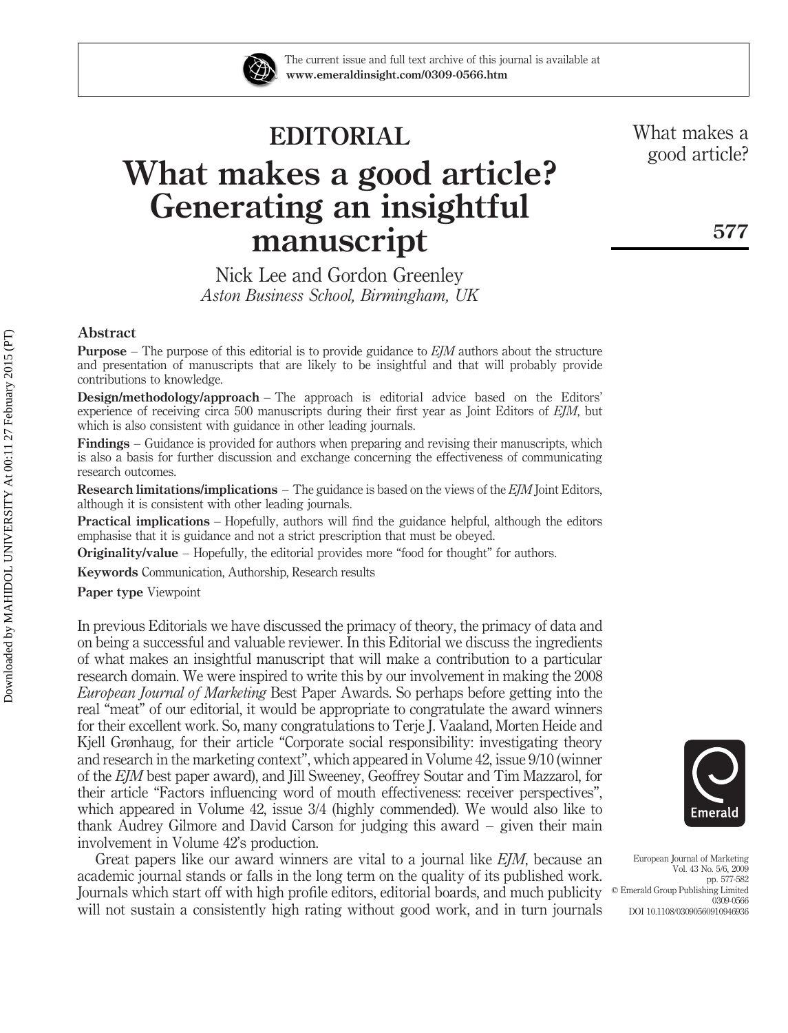# EDITORIAL

# What makes a good article? Generating an insightful manuscript

Nick Lee and Gordon Greenley
*Aston Business School, Birmingham, UK*

## Abstract

**Purpose** – The purpose of this editorial is to provide guidance to *EJM* authors about the structure and presentation of manuscripts that are likely to be insightful and that will probably provide contributions to knowledge.

**Design/methodology/approach** – The approach is editorial advice based on the Editors' experience of receiving circa 500 manuscripts during their first year as Joint Editors of *EJM*, but which is also consistent with guidance in other leading journals.

**Findings** – Guidance is provided for authors when preparing and revising their manuscripts, which is also a basis for further discussion and exchange concerning the effectiveness of communicating research outcomes.

**Research limitations/implications** – The guidance is based on the views of the *EJM* Joint Editors, although it is consistent with other leading journals.

**Practical implications** – Hopefully, authors will find the guidance helpful, although the editors emphasise that it is guidance and not a strict prescription that must be obeyed.

**Originality/value** – Hopefully, the editorial provides more "food for thought" for authors.

**Keywords** Communication, Authorship, Research results

**Paper type** Viewpoint

In previous Editorials we have discussed the primacy of theory, the primacy of data and on being a successful and valuable reviewer. In this Editorial we discuss the ingredients of what makes an insightful manuscript that will make a contribution to a particular research domain. We were inspired to write this by our involvement in making the 2008 *European Journal of Marketing* Best Paper Awards. So perhaps before getting into the real "meat" of our editorial, it would be appropriate to congratulate the award winners for their excellent work. So, many congratulations to Terje J. Vaaland, Morten Heide and Kjell Grønhaug, for their article "Corporate social responsibility: investigating theory and research in the marketing context", which appeared in Volume 42, issue 9/10 (winner of the *EJM* best paper award), and Jill Sweeney, Geoffrey Soutar and Tim Mazzarol, for their article "Factors influencing word of mouth effectiveness: receiver perspectives", which appeared in Volume 42, issue 3/4 (highly commended). We would also like to thank Audrey Gilmore and David Carson for judging this award – given their main involvement in Volume 42's production.

Great papers like our award winners are vital to a journal like *EJM*, because an academic journal stands or falls in the long term on the quality of its published work. Journals which start off with high profile editors, editorial boards, and much publicity will not sustain a consistently high rating without good work, and in turn journals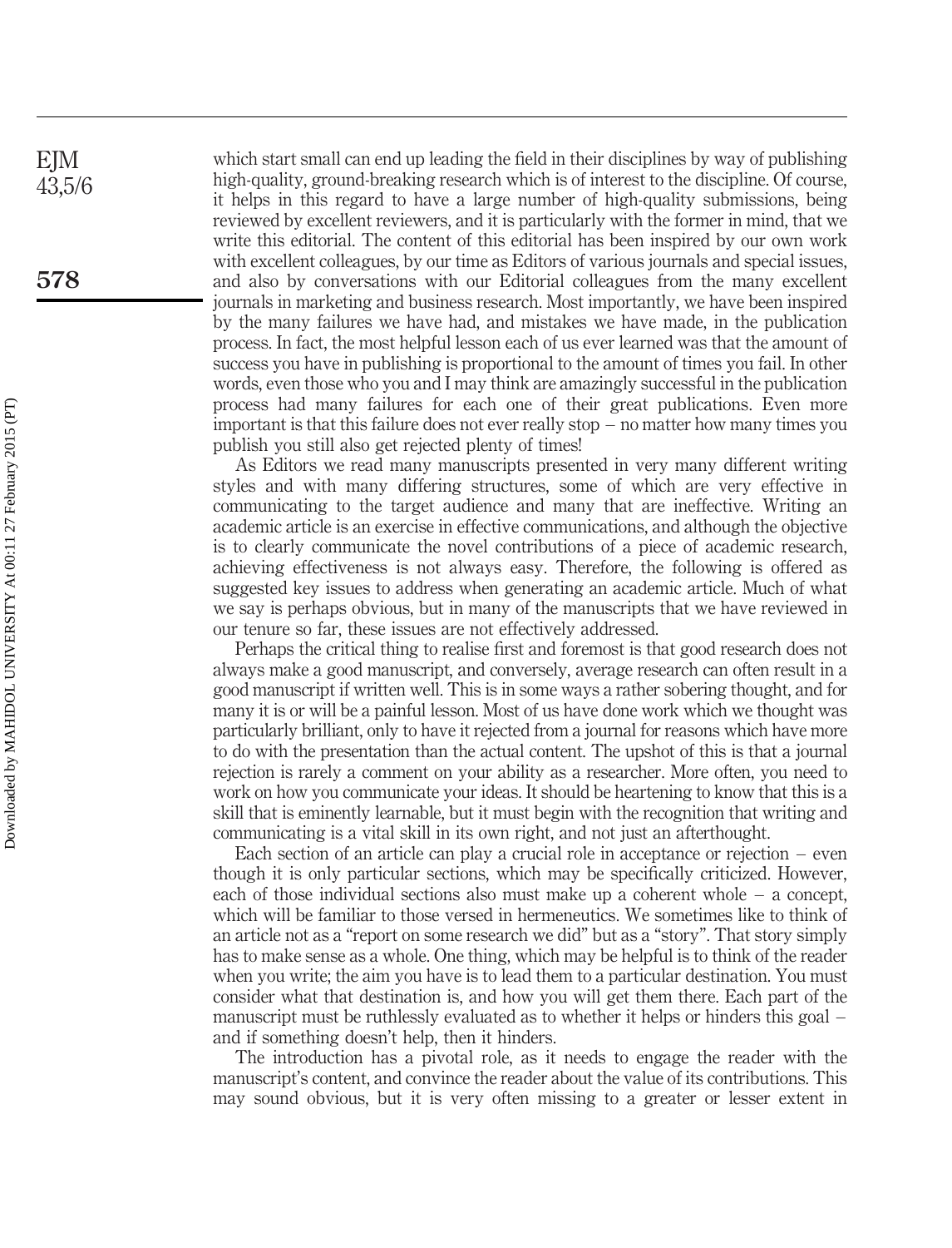which start small can end up leading the field in their disciplines by way of publishing high-quality, ground-breaking research which is of interest to the discipline. Of course, it helps in this regard to have a large number of high-quality submissions, being reviewed by excellent reviewers, and it is particularly with the former in mind, that we write this editorial. The content of this editorial has been inspired by our own work with excellent colleagues, by our time as Editors of various journals and special issues, and also by conversations with our Editorial colleagues from the many excellent journals in marketing and business research. Most importantly, we have been inspired by the many failures we have had, and mistakes we have made, in the publication process. In fact, the most helpful lesson each of us ever learned was that the amount of success you have in publishing is proportional to the amount of times you fail. In other words, even those who you and I may think are amazingly successful in the publication process had many failures for each one of their great publications. Even more important is that this failure does not ever really stop – no matter how many times you publish you still also get rejected plenty of times!

As Editors we read many manuscripts presented in very many different writing styles and with many differing structures, some of which are very effective in communicating to the target audience and many that are ineffective. Writing an academic article is an exercise in effective communications, and although the objective is to clearly communicate the novel contributions of a piece of academic research, achieving effectiveness is not always easy. Therefore, the following is offered as suggested key issues to address when generating an academic article. Much of what we say is perhaps obvious, but in many of the manuscripts that we have reviewed in our tenure so far, these issues are not effectively addressed.

Perhaps the critical thing to realise first and foremost is that good research does not always make a good manuscript, and conversely, average research can often result in a good manuscript if written well. This is in some ways a rather sobering thought, and for many it is or will be a painful lesson. Most of us have done work which we thought was particularly brilliant, only to have it rejected from a journal for reasons which have more to do with the presentation than the actual content. The upshot of this is that a journal rejection is rarely a comment on your ability as a researcher. More often, you need to work on how you communicate your ideas. It should be heartening to know that this is a skill that is eminently learnable, but it must begin with the recognition that writing and communicating is a vital skill in its own right, and not just an afterthought.

Each section of an article can play a crucial role in acceptance or rejection – even though it is only particular sections, which may be specifically criticized. However, each of those individual sections also must make up a coherent whole – a concept, which will be familiar to those versed in hermeneutics. We sometimes like to think of an article not as a "report on some research we did" but as a "story". That story simply has to make sense as a whole. One thing, which may be helpful is to think of the reader when you write; the aim you have is to lead them to a particular destination. You must consider what that destination is, and how you will get them there. Each part of the manuscript must be ruthlessly evaluated as to whether it helps or hinders this goal – and if something doesn't help, then it hinders.

The introduction has a pivotal role, as it needs to engage the reader with the manuscript's content, and convince the reader about the value of its contributions. This may sound obvious, but it is very often missing to a greater or lesser extent in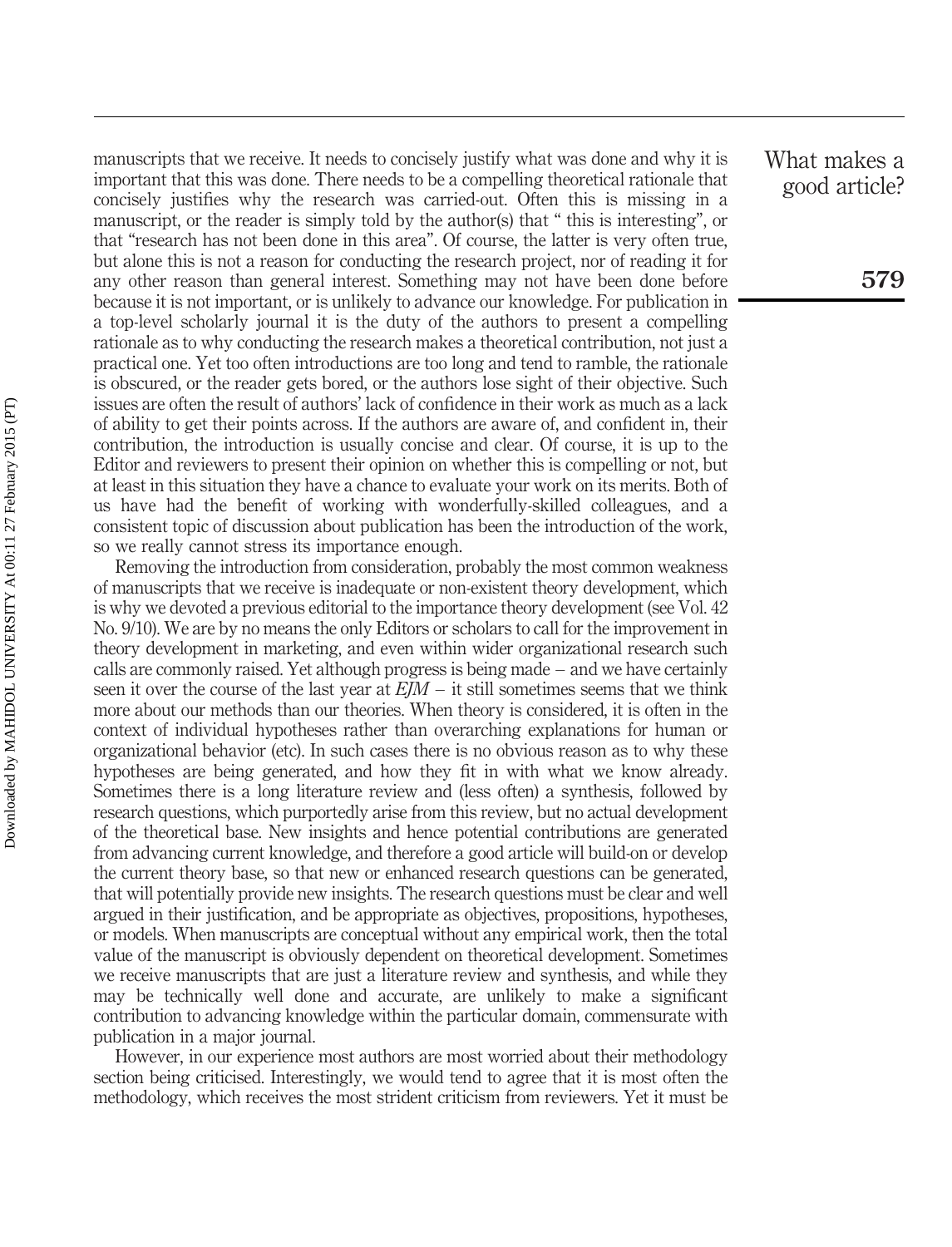manuscripts that we receive. It needs to concisely justify what was done and why it is important that this was done. There needs to be a compelling theoretical rationale that concisely justifies why the research was carried-out. Often this is missing in a manuscript, or the reader is simply told by the author(s) that " this is interesting", or that "research has not been done in this area". Of course, the latter is very often true, but alone this is not a reason for conducting the research project, nor of reading it for any other reason than general interest. Something may not have been done before because it is not important, or is unlikely to advance our knowledge. For publication in a top-level scholarly journal it is the duty of the authors to present a compelling rationale as to why conducting the research makes a theoretical contribution, not just a practical one. Yet too often introductions are too long and tend to ramble, the rationale is obscured, or the reader gets bored, or the authors lose sight of their objective. Such issues are often the result of authors' lack of confidence in their work as much as a lack of ability to get their points across. If the authors are aware of, and confident in, their contribution, the introduction is usually concise and clear. Of course, it is up to the Editor and reviewers to present their opinion on whether this is compelling or not, but at least in this situation they have a chance to evaluate your work on its merits. Both of us have had the benefit of working with wonderfully-skilled colleagues, and a consistent topic of discussion about publication has been the introduction of the work, so we really cannot stress its importance enough.

Removing the introduction from consideration, probably the most common weakness of manuscripts that we receive is inadequate or non-existent theory development, which is why we devoted a previous editorial to the importance theory development (see Vol. 42 No. 9/10). We are by no means the only Editors or scholars to call for the improvement in theory development in marketing, and even within wider organizational research such calls are commonly raised. Yet although progress is being made – and we have certainly seen it over the course of the last year at *EJM* – it still sometimes seems that we think more about our methods than our theories. When theory is considered, it is often in the context of individual hypotheses rather than overarching explanations for human or organizational behavior (etc). In such cases there is no obvious reason as to why these hypotheses are being generated, and how they fit in with what we know already. Sometimes there is a long literature review and (less often) a synthesis, followed by research questions, which purportedly arise from this review, but no actual development of the theoretical base. New insights and hence potential contributions are generated from advancing current knowledge, and therefore a good article will build-on or develop the current theory base, so that new or enhanced research questions can be generated, that will potentially provide new insights. The research questions must be clear and well argued in their justification, and be appropriate as objectives, propositions, hypotheses, or models. When manuscripts are conceptual without any empirical work, then the total value of the manuscript is obviously dependent on theoretical development. Sometimes we receive manuscripts that are just a literature review and synthesis, and while they may be technically well done and accurate, are unlikely to make a significant contribution to advancing knowledge within the particular domain, commensurate with publication in a major journal.

However, in our experience most authors are most worried about their methodology section being criticised. Interestingly, we would tend to agree that it is most often the methodology, which receives the most strident criticism from reviewers. Yet it must be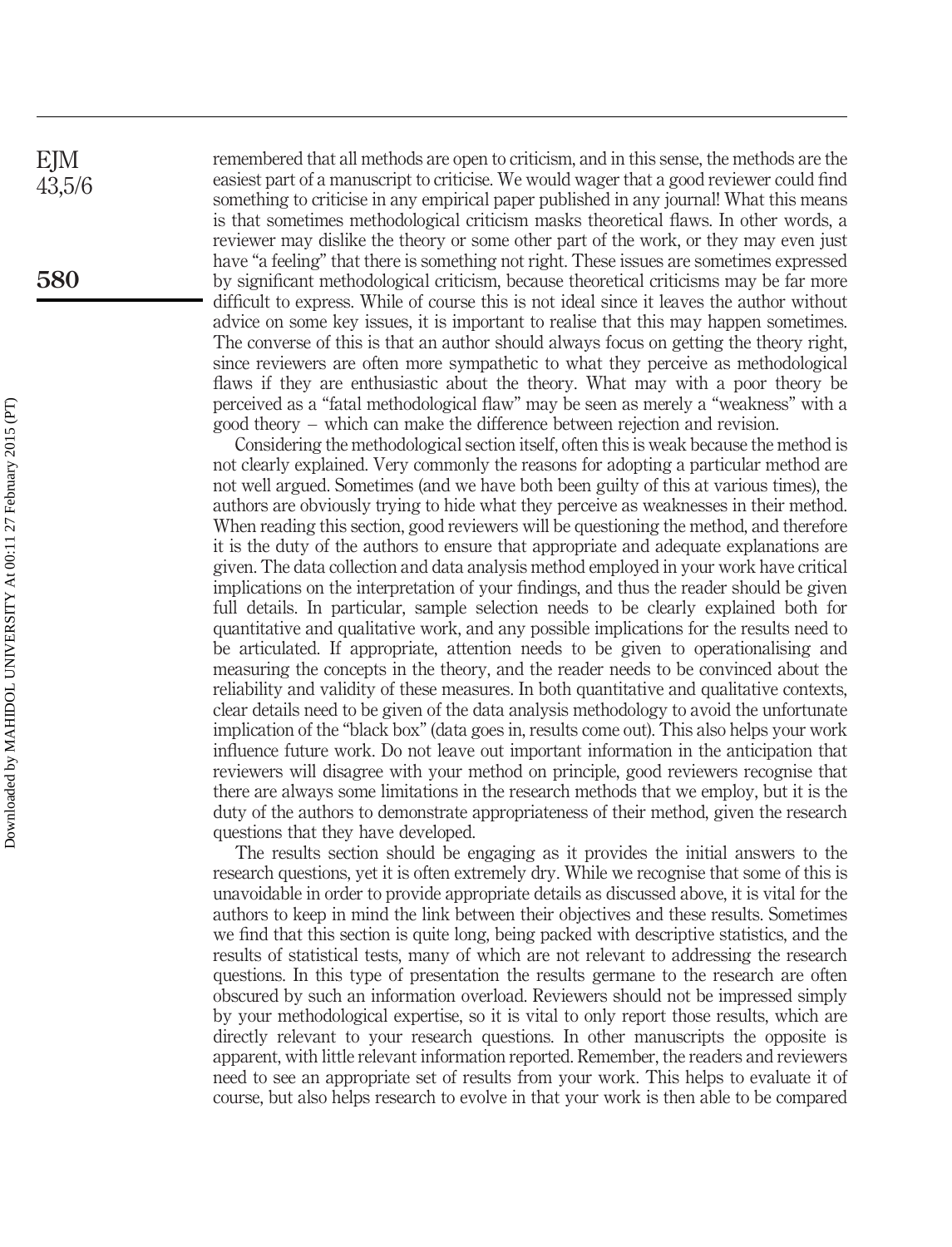remembered that all methods are open to criticism, and in this sense, the methods are the easiest part of a manuscript to criticise. We would wager that a good reviewer could find something to criticise in any empirical paper published in any journal! What this means is that sometimes methodological criticism masks theoretical flaws. In other words, a reviewer may dislike the theory or some other part of the work, or they may even just have "a feeling" that there is something not right. These issues are sometimes expressed by significant methodological criticism, because theoretical criticisms may be far more difficult to express. While of course this is not ideal since it leaves the author without advice on some key issues, it is important to realise that this may happen sometimes. The converse of this is that an author should always focus on getting the theory right, since reviewers are often more sympathetic to what they perceive as methodological flaws if they are enthusiastic about the theory. What may with a poor theory be perceived as a "fatal methodological flaw" may be seen as merely a "weakness" with a good theory – which can make the difference between rejection and revision.

Considering the methodological section itself, often this is weak because the method is not clearly explained. Very commonly the reasons for adopting a particular method are not well argued. Sometimes (and we have both been guilty of this at various times), the authors are obviously trying to hide what they perceive as weaknesses in their method. When reading this section, good reviewers will be questioning the method, and therefore it is the duty of the authors to ensure that appropriate and adequate explanations are given. The data collection and data analysis method employed in your work have critical implications on the interpretation of your findings, and thus the reader should be given full details. In particular, sample selection needs to be clearly explained both for quantitative and qualitative work, and any possible implications for the results need to be articulated. If appropriate, attention needs to be given to operationalising and measuring the concepts in the theory, and the reader needs to be convinced about the reliability and validity of these measures. In both quantitative and qualitative contexts, clear details need to be given of the data analysis methodology to avoid the unfortunate implication of the "black box" (data goes in, results come out). This also helps your work influence future work. Do not leave out important information in the anticipation that reviewers will disagree with your method on principle, good reviewers recognise that there are always some limitations in the research methods that we employ, but it is the duty of the authors to demonstrate appropriateness of their method, given the research questions that they have developed.

The results section should be engaging as it provides the initial answers to the research questions, yet it is often extremely dry. While we recognise that some of this is unavoidable in order to provide appropriate details as discussed above, it is vital for the authors to keep in mind the link between their objectives and these results. Sometimes we find that this section is quite long, being packed with descriptive statistics, and the results of statistical tests, many of which are not relevant to addressing the research questions. In this type of presentation the results germane to the research are often obscured by such an information overload. Reviewers should not be impressed simply by your methodological expertise, so it is vital to only report those results, which are directly relevant to your research questions. In other manuscripts the opposite is apparent, with little relevant information reported. Remember, the readers and reviewers need to see an appropriate set of results from your work. This helps to evaluate it of course, but also helps research to evolve in that your work is then able to be compared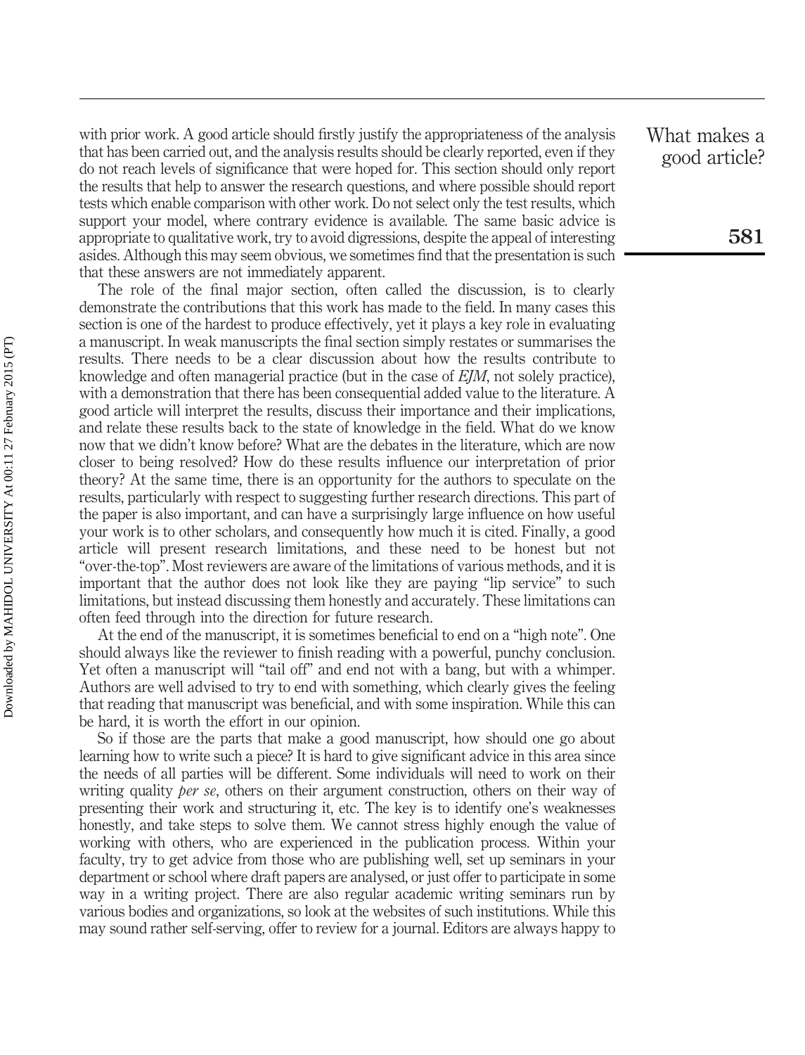with prior work. A good article should firstly justify the appropriateness of the analysis that has been carried out, and the analysis results should be clearly reported, even if they do not reach levels of significance that were hoped for. This section should only report the results that help to answer the research questions, and where possible should report tests which enable comparison with other work. Do not select only the test results, which support your model, where contrary evidence is available. The same basic advice is appropriate to qualitative work, try to avoid digressions, despite the appeal of interesting asides. Although this may seem obvious, we sometimes find that the presentation is such that these answers are not immediately apparent.

The role of the final major section, often called the discussion, is to clearly demonstrate the contributions that this work has made to the field. In many cases this section is one of the hardest to produce effectively, yet it plays a key role in evaluating a manuscript. In weak manuscripts the final section simply restates or summarises the results. There needs to be a clear discussion about how the results contribute to knowledge and often managerial practice (but in the case of *EJM*, not solely practice), with a demonstration that there has been consequential added value to the literature. A good article will interpret the results, discuss their importance and their implications, and relate these results back to the state of knowledge in the field. What do we know now that we didn't know before? What are the debates in the literature, which are now closer to being resolved? How do these results influence our interpretation of prior theory? At the same time, there is an opportunity for the authors to speculate on the results, particularly with respect to suggesting further research directions. This part of the paper is also important, and can have a surprisingly large influence on how useful your work is to other scholars, and consequently how much it is cited. Finally, a good article will present research limitations, and these need to be honest but not "over-the-top". Most reviewers are aware of the limitations of various methods, and it is important that the author does not look like they are paying "lip service" to such limitations, but instead discussing them honestly and accurately. These limitations can often feed through into the direction for future research.

At the end of the manuscript, it is sometimes beneficial to end on a "high note". One should always like the reviewer to finish reading with a powerful, punchy conclusion. Yet often a manuscript will "tail off" and end not with a bang, but with a whimper. Authors are well advised to try to end with something, which clearly gives the feeling that reading that manuscript was beneficial, and with some inspiration. While this can be hard, it is worth the effort in our opinion.

So if those are the parts that make a good manuscript, how should one go about learning how to write such a piece? It is hard to give significant advice in this area since the needs of all parties will be different. Some individuals will need to work on their writing quality *per se*, others on their argument construction, others on their way of presenting their work and structuring it, etc. The key is to identify one's weaknesses honestly, and take steps to solve them. We cannot stress highly enough the value of working with others, who are experienced in the publication process. Within your faculty, try to get advice from those who are publishing well, set up seminars in your department or school where draft papers are analysed, or just offer to participate in some way in a writing project. There are also regular academic writing seminars run by various bodies and organizations, so look at the websites of such institutions. While this may sound rather self-serving, offer to review for a journal. Editors are always happy to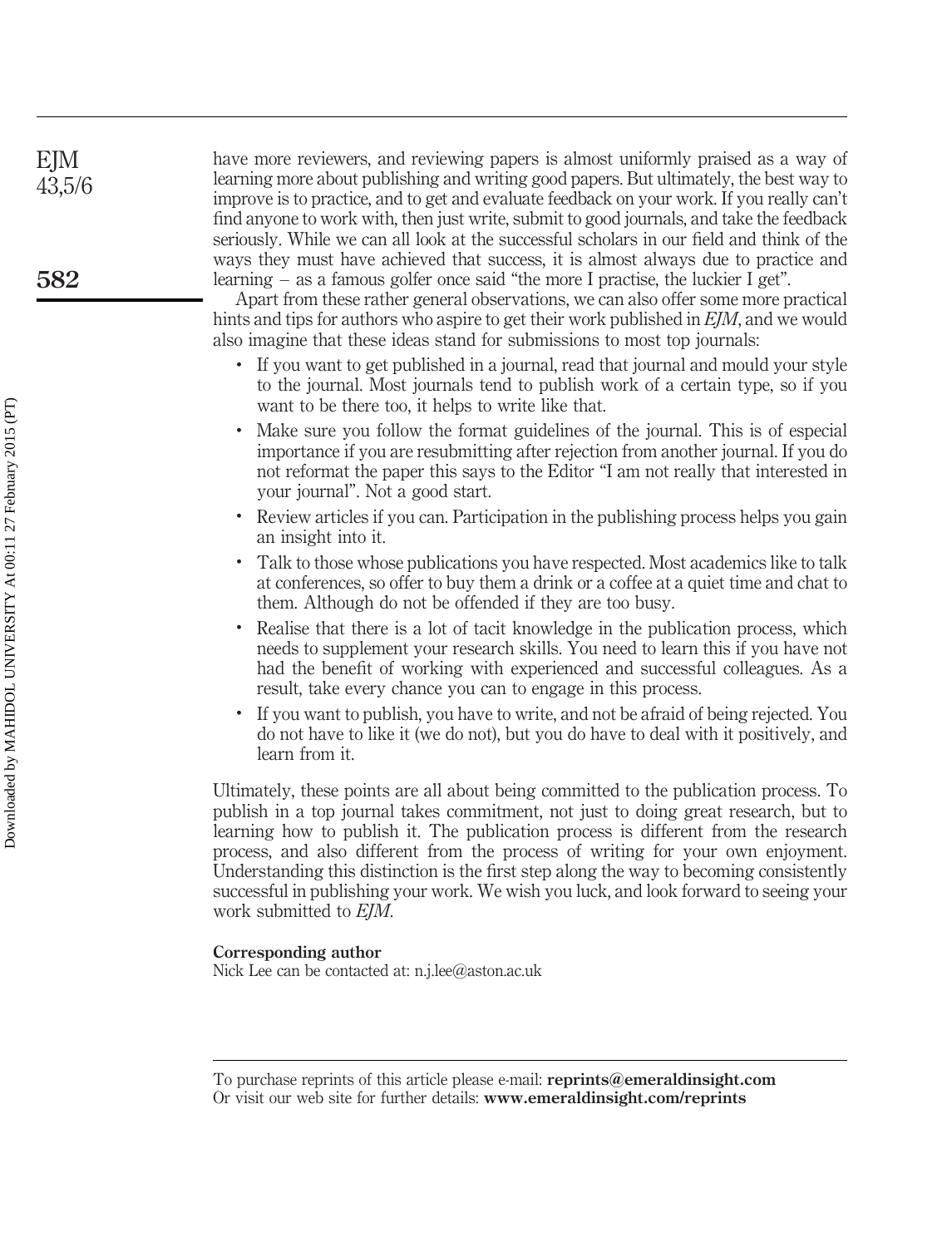have more reviewers, and reviewing papers is almost uniformly praised as a way of learning more about publishing and writing good papers. But ultimately, the best way to improve is to practice, and to get and evaluate feedback on your work. If you really can't find anyone to work with, then just write, submit to good journals, and take the feedback seriously. While we can all look at the successful scholars in our field and think of the ways they must have achieved that success, it is almost always due to practice and learning – as a famous golfer once said "the more I practise, the luckier I get".

Apart from these rather general observations, we can also offer some more practical hints and tips for authors who aspire to get their work published in *EJM*, and we would also imagine that these ideas stand for submissions to most top journals:

- If you want to get published in a journal, read that journal and mould your style to the journal. Most journals tend to publish work of a certain type, so if you want to be there too, it helps to write like that.
- Make sure you follow the format guidelines of the journal. This is of especial importance if you are resubmitting after rejection from another journal. If you do not reformat the paper this says to the Editor "I am not really that interested in your journal". Not a good start.
- Review articles if you can. Participation in the publishing process helps you gain an insight into it.
- Talk to those whose publications you have respected. Most academics like to talk at conferences, so offer to buy them a drink or a coffee at a quiet time and chat to them. Although do not be offended if they are too busy.
- Realise that there is a lot of tacit knowledge in the publication process, which needs to supplement your research skills. You need to learn this if you have not had the benefit of working with experienced and successful colleagues. As a result, take every chance you can to engage in this process.
- If you want to publish, you have to write, and not be afraid of being rejected. You do not have to like it (we do not), but you do have to deal with it positively, and learn from it.

Ultimately, these points are all about being committed to the publication process. To publish in a top journal takes commitment, not just to doing great research, but to learning how to publish it. The publication process is different from the research process, and also different from the process of writing for your own enjoyment. Understanding this distinction is the first step along the way to becoming consistently successful in publishing your work. We wish you luck, and look forward to seeing your work submitted to *EJM*.

**Corresponding author**

Nick Lee can be contacted at: n.j.lee@aston.ac.uk

To purchase reprints of this article please e-mail: **reprints@emeraldinsight.com**
Or visit our web site for further details: **www.emeraldinsight.com/reprints**